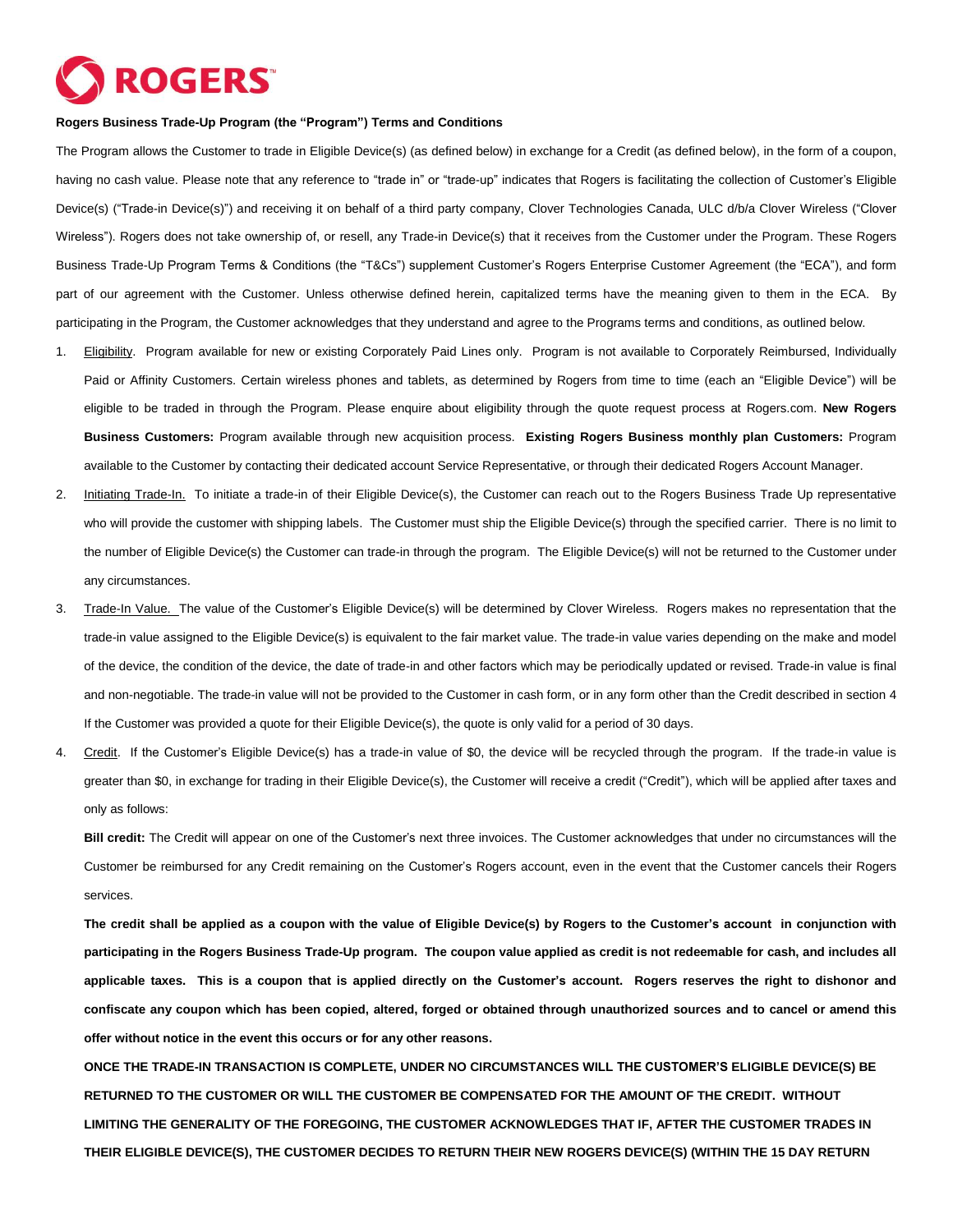ROGERS™

**Rogers Business Trade-Up Program (the "Program") Terms and Conditions**

The Program allows the Customer to trade in Eligible Device(s) (as defined below) in exchange for a Credit (as defined below), in the form of a coupon, having no cash value. Please note that any reference to "trade in" or "trade-up" indicates that Rogers is facilitating the collection of Customer's Eligible Device(s) ("Trade-in Device(s)") and receiving it on behalf of a third party company, Clover Technologies Canada, ULC d/b/a Clover Wireless ("Clover Wireless"). Rogers does not take ownership of, or resell, any Trade-in Device(s) that it receives from the Customer under the Program. These Rogers Business Trade-Up Program Terms & Conditions (the "T&Cs") supplement Customer's Rogers Enterprise Customer Agreement (the "ECA"), and form part of our agreement with the Customer. Unless otherwise defined herein, capitalized terms have the meaning given to them in the ECA. By participating in the Program, the Customer acknowledges that they understand and agree to the Programs terms and conditions, as outlined below.

1. Eligibility. Program available for new or existing Corporately Paid Lines only. Program is not available to Corporately Reimbursed, Individually Paid or Affinity Customers. Certain wireless phones and tablets, as determined by Rogers from time to time (each an "Eligible Device") will be eligible to be traded in through the Program. Please enquire about eligibility through the quote request process at Rogers.com. **New Rogers Business Customers:** Program available through new acquisition process. **Existing Rogers Business monthly plan Customers:** Program available to the Customer by contacting their dedicated account Service Representative, or through their dedicated Rogers Account Manager.

2. Initiating Trade-In. To initiate a trade-in of their Eligible Device(s), the Customer can reach out to the Rogers Business Trade Up representative who will provide the customer with shipping labels. The Customer must ship the Eligible Device(s) through the specified carrier. There is no limit to the number of Eligible Device(s) the Customer can trade-in through the program. The Eligible Device(s) will not be returned to the Customer under any circumstances.

3. Trade-In Value. The value of the Customer's Eligible Device(s) will be determined by Clover Wireless. Rogers makes no representation that the trade-in value assigned to the Eligible Device(s) is equivalent to the fair market value. The trade-in value varies depending on the make and model of the device, the condition of the device, the date of trade-in and other factors which may be periodically updated or revised. Trade-in value is final and non-negotiable. The trade-in value will not be provided to the Customer in cash form, or in any form other than the Credit described in section 4 If the Customer was provided a quote for their Eligible Device(s), the quote is only valid for a period of 30 days.

4. Credit. If the Customer's Eligible Device(s) has a trade-in value of $0, the device will be recycled through the program. If the trade-in value is greater than $0, in exchange for trading in their Eligible Device(s), the Customer will receive a credit ("Credit"), which will be applied after taxes and only as follows:

   **Bill credit:** The Credit will appear on one of the Customer's next three invoices. The Customer acknowledges that under no circumstances will the Customer be reimbursed for any Credit remaining on the Customer's Rogers account, even in the event that the Customer cancels their Rogers services.

   **The credit shall be applied as a coupon with the value of Eligible Device(s) by Rogers to the Customer's account in conjunction with participating in the Rogers Business Trade-Up program. The coupon value applied as credit is not redeemable for cash, and includes all applicable taxes. This is a coupon that is applied directly on the Customer's account. Rogers reserves the right to dishonor and confiscate any coupon which has been copied, altered, forged or obtained through unauthorized sources and to cancel or amend this offer without notice in the event this occurs or for any other reasons.**

   **ONCE THE TRADE-IN TRANSACTION IS COMPLETE, UNDER NO CIRCUMSTANCES WILL THE CUSTOMER'S ELIGIBLE DEVICE(S) BE RETURNED TO THE CUSTOMER OR WILL THE CUSTOMER BE COMPENSATED FOR THE AMOUNT OF THE CREDIT. WITHOUT LIMITING THE GENERALITY OF THE FOREGOING, THE CUSTOMER ACKNOWLEDGES THAT IF, AFTER THE CUSTOMER TRADES IN THEIR ELIGIBLE DEVICE(S), THE CUSTOMER DECIDES TO RETURN THEIR NEW ROGERS DEVICE(S) (WITHIN THE 15 DAY RETURN**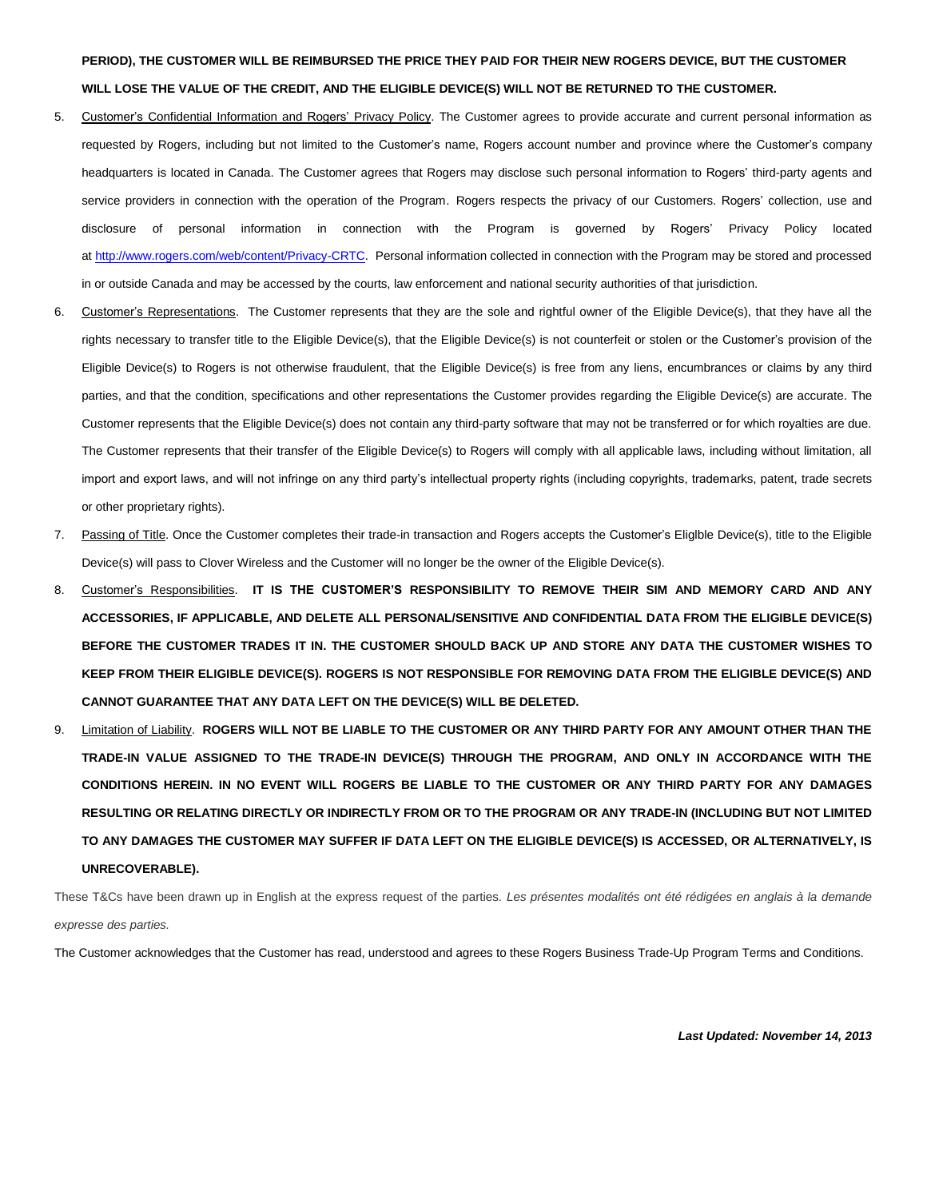**PERIOD), THE CUSTOMER WILL BE REIMBURSED THE PRICE THEY PAID FOR THEIR NEW ROGERS DEVICE, BUT THE CUSTOMER WILL LOSE THE VALUE OF THE CREDIT, AND THE ELIGIBLE DEVICE(S) WILL NOT BE RETURNED TO THE CUSTOMER.**

5. Customer's Confidential Information and Rogers' Privacy Policy. The Customer agrees to provide accurate and current personal information as requested by Rogers, including but not limited to the Customer's name, Rogers account number and province where the Customer's company headquarters is located in Canada. The Customer agrees that Rogers may disclose such personal information to Rogers' third-party agents and service providers in connection with the operation of the Program. Rogers respects the privacy of our Customers. Rogers' collection, use and disclosure of personal information in connection with the Program is governed by Rogers' Privacy Policy located at http://www.rogers.com/web/content/Privacy-CRTC. Personal information collected in connection with the Program may be stored and processed in or outside Canada and may be accessed by the courts, law enforcement and national security authorities of that jurisdiction.

6. Customer's Representations. The Customer represents that they are the sole and rightful owner of the Eligible Device(s), that they have all the rights necessary to transfer title to the Eligible Device(s), that the Eligible Device(s) is not counterfeit or stolen or the Customer's provision of the Eligible Device(s) to Rogers is not otherwise fraudulent, that the Eligible Device(s) is free from any liens, encumbrances or claims by any third parties, and that the condition, specifications and other representations the Customer provides regarding the Eligible Device(s) are accurate. The Customer represents that the Eligible Device(s) does not contain any third-party software that may not be transferred or for which royalties are due. The Customer represents that their transfer of the Eligible Device(s) to Rogers will comply with all applicable laws, including without limitation, all import and export laws, and will not infringe on any third party's intellectual property rights (including copyrights, trademarks, patent, trade secrets or other proprietary rights).

7. Passing of Title. Once the Customer completes their trade-in transaction and Rogers accepts the Customer's Eliglble Device(s), title to the Eligible Device(s) will pass to Clover Wireless and the Customer will no longer be the owner of the Eligible Device(s).

8. Customer's Responsibilities. **IT IS THE CUSTOMER'S RESPONSIBILITY TO REMOVE THEIR SIM AND MEMORY CARD AND ANY ACCESSORIES, IF APPLICABLE, AND DELETE ALL PERSONAL/SENSITIVE AND CONFIDENTIAL DATA FROM THE ELIGIBLE DEVICE(S) BEFORE THE CUSTOMER TRADES IT IN. THE CUSTOMER SHOULD BACK UP AND STORE ANY DATA THE CUSTOMER WISHES TO KEEP FROM THEIR ELIGIBLE DEVICE(S). ROGERS IS NOT RESPONSIBLE FOR REMOVING DATA FROM THE ELIGIBLE DEVICE(S) AND CANNOT GUARANTEE THAT ANY DATA LEFT ON THE DEVICE(S) WILL BE DELETED.**

9. Limitation of Liability. **ROGERS WILL NOT BE LIABLE TO THE CUSTOMER OR ANY THIRD PARTY FOR ANY AMOUNT OTHER THAN THE TRADE-IN VALUE ASSIGNED TO THE TRADE-IN DEVICE(S) THROUGH THE PROGRAM, AND ONLY IN ACCORDANCE WITH THE CONDITIONS HEREIN. IN NO EVENT WILL ROGERS BE LIABLE TO THE CUSTOMER OR ANY THIRD PARTY FOR ANY DAMAGES RESULTING OR RELATING DIRECTLY OR INDIRECTLY FROM OR TO THE PROGRAM OR ANY TRADE-IN (INCLUDING BUT NOT LIMITED TO ANY DAMAGES THE CUSTOMER MAY SUFFER IF DATA LEFT ON THE ELIGIBLE DEVICE(S) IS ACCESSED, OR ALTERNATIVELY, IS UNRECOVERABLE).**

These T&Cs have been drawn up in English at the express request of the parties. *Les présentes modalités ont été rédigées en anglais à la demande expresse des parties.*

The Customer acknowledges that the Customer has read, understood and agrees to these Rogers Business Trade-Up Program Terms and Conditions.

***Last Updated: November 14, 2013***